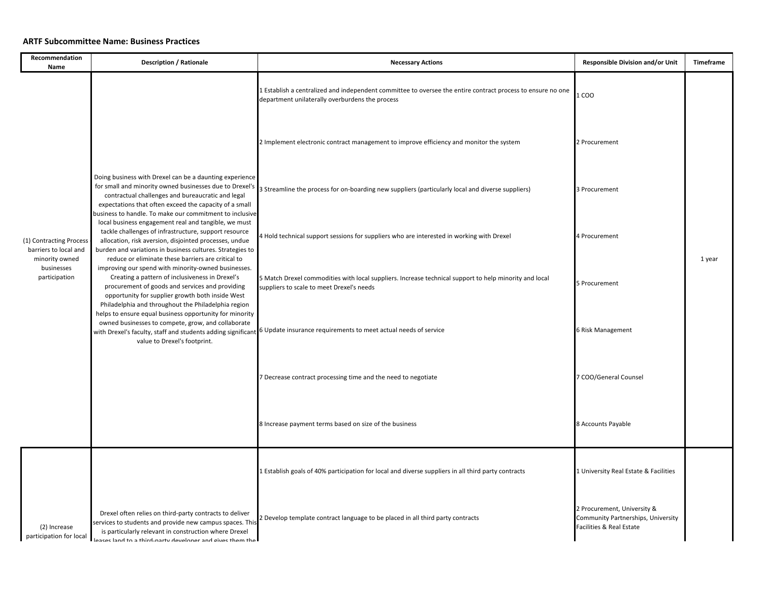**ARTF Subcommittee Name: Business Practices**

| Recommendation Name | Description / Rationale | Necessary Actions | Responsible Division and/or Unit | Timeframe |
|---|---|---|---|---|
| (1) Contracting Process barriers to local and minority owned businesses participation | Doing business with Drexel can be a daunting experience for small and minority owned businesses due to Drexel's contractual challenges and bureaucratic and legal expectations that often exceed the capacity of a small business to handle. To make our commitment to inclusive local business engagement real and tangible, we must tackle challenges of infrastructure, support resource allocation, risk aversion, disjointed processes, undue burden and variations in business cultures. Strategies to reduce or eliminate these barriers are critical to improving our spend with minority-owned businesses. Creating a pattern of inclusiveness in Drexel's procurement of goods and services and providing opportunity for supplier growth both inside West Philadelphia and throughout the Philadelphia region helps to ensure equal business opportunity for minority owned businesses to compete, grow, and collaborate with Drexel's faculty, staff and students adding significant value to Drexel's footprint. | 1 Establish a centralized and independent committee to oversee the entire contract process to ensure no one department unilaterally overburdens the process | 1 COO | 1 year |
| | | 2 Implement electronic contract management to improve efficiency and monitor the system | 2 Procurement | |
| | | 3 Streamline the process for on-boarding new suppliers (particularly local and diverse suppliers) | 3 Procurement | |
| | | 4 Hold technical support sessions for suppliers who are interested in working with Drexel | 4 Procurement | |
| | | 5 Match Drexel commodities with local suppliers. Increase technical support to help minority and local suppliers to scale to meet Drexel's needs | 5 Procurement | |
| | | 6 Update insurance requirements to meet actual needs of service | 6 Risk Management | |
| | | 7 Decrease contract processing time and the need to negotiate | 7 COO/General Counsel | |
| | | 8 Increase payment terms based on size of the business | 8 Accounts Payable | |
| (2) Increase participation for local | Drexel often relies on third-party contracts to deliver services to students and provide new campus spaces. This is particularly relevant in construction where Drexel leases land to a third-party developer and gives them the | 1 Establish goals of 40% participation for local and diverse suppliers in all third party contracts | 1 University Real Estate & Facilities | |
| | | 2 Develop template contract language to be placed in all third party contracts | 2 Procurement, University & Community Partnerships, University Facilities & Real Estate | |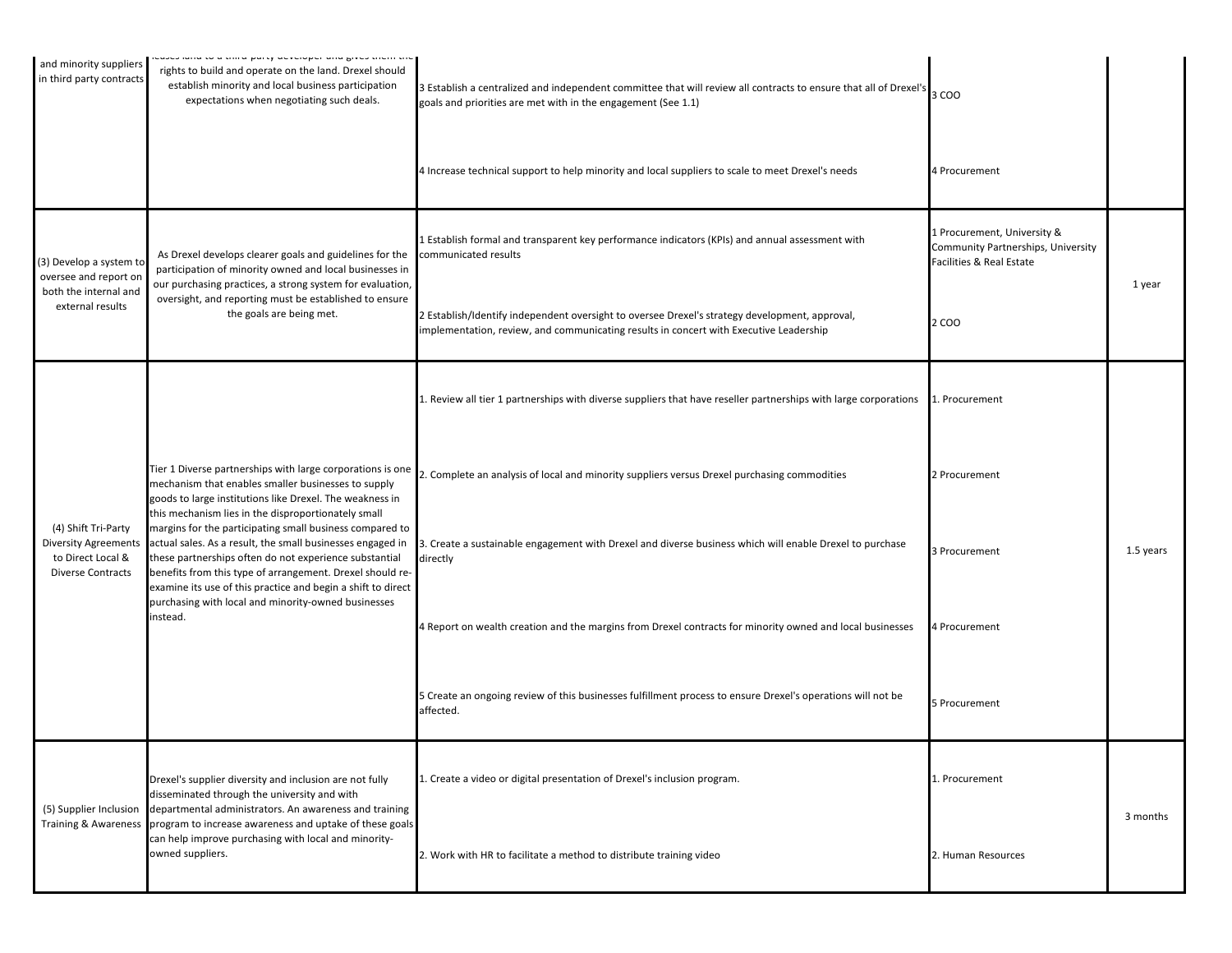|  |  |  |  |  |
|---|---|---|---|---|
| and minority suppliers in third party contracts | leases land to a third party developer and gives them the rights to build and operate on the land. Drexel should establish minority and local business participation expectations when negotiating such deals. | 3 Establish a centralized and independent committee that will review all contracts to ensure that all of Drexel's goals and priorities are met with in the engagement (See 1.1) | 3 COO |  |
|  |  | 4 Increase technical support to help minority and local suppliers to scale to meet Drexel's needs | 4 Procurement |  |
| (3) Develop a system to oversee and report on both the internal and external results | As Drexel develops clearer goals and guidelines for the participation of minority owned and local businesses in our purchasing practices, a strong system for evaluation, oversight, and reporting must be established to ensure the goals are being met. | 1 Establish formal and transparent key performance indicators (KPIs) and annual assessment with communicated results | 1 Procurement, University & Community Partnerships, University Facilities & Real Estate | 1 year |
|  |  | 2 Establish/Identify independent oversight to oversee Drexel's strategy development, approval, implementation, review, and communicating results in concert with Executive Leadership | 2 COO |  |
| (4) Shift Tri-Party Diversity Agreements to Direct Local & Diverse Contracts | Tier 1 Diverse partnerships with large corporations is one mechanism that enables smaller businesses to supply goods to large institutions like Drexel. The weakness in this mechanism lies in the disproportionately small margins for the participating small business compared to actual sales. As a result, the small businesses engaged in these partnerships often do not experience substantial benefits from this type of arrangement. Drexel should re-examine its use of this practice and begin a shift to direct purchasing with local and minority-owned businesses instead. | 1. Review all tier 1 partnerships with diverse suppliers that have reseller partnerships with large corporations | 1. Procurement | 1.5 years |
|  |  | 2. Complete an analysis of local and minority suppliers versus Drexel purchasing commodities | 2 Procurement |  |
|  |  | 3. Create a sustainable engagement with Drexel and diverse business which will enable Drexel to purchase directly | 3 Procurement |  |
|  |  | 4 Report on wealth creation and the margins from Drexel contracts for minority owned and local businesses | 4 Procurement |  |
|  |  | 5 Create an ongoing review of this businesses fulfillment process to ensure Drexel's operations will not be affected. | 5 Procurement |  |
| (5) Supplier Inclusion Training & Awareness | Drexel's supplier diversity and inclusion are not fully disseminated through the university and with departmental administrators. An awareness and training program to increase awareness and uptake of these goals can help improve purchasing with local and minority-owned suppliers. | 1. Create a video or digital presentation of Drexel's inclusion program. | 1. Procurement | 3 months |
|  |  | 2. Work with HR to facilitate a method to distribute training video | 2. Human Resources |  |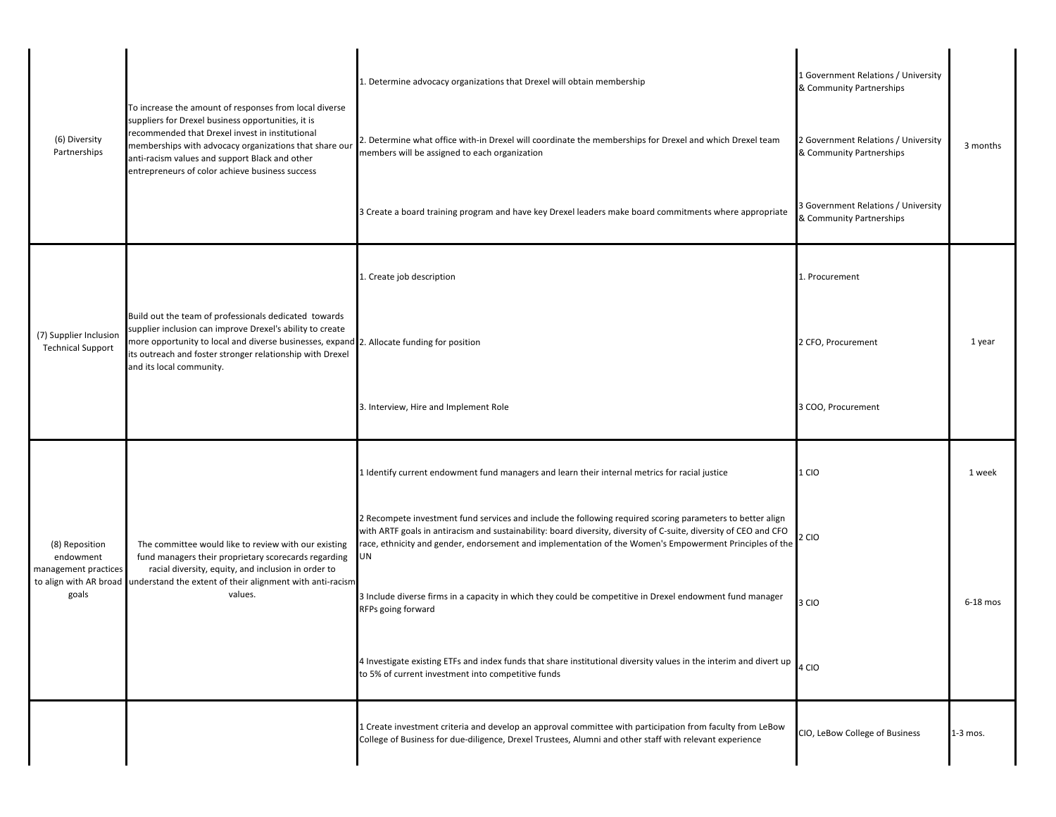| | | | | |
|---|---|---|---|---|
| (6) Diversity Partnerships | To increase the amount of responses from local diverse suppliers for Drexel business opportunities, it is recommended that Drexel invest in institutional memberships with advocacy organizations that share our anti-racism values and support Black and other entrepreneurs of color achieve business success | 1. Determine advocacy organizations that Drexel will obtain membership | 1 Government Relations / University & Community Partnerships | 3 months |
| | | 2. Determine what office with-in Drexel will coordinate the memberships for Drexel and which Drexel team members will be assigned to each organization | 2 Government Relations / University & Community Partnerships | |
| | | 3 Create a board training program and have key Drexel leaders make board commitments where appropriate | 3 Government Relations / University & Community Partnerships | |
| (7) Supplier Inclusion Technical Support | Build out the team of professionals dedicated towards supplier inclusion can improve Drexel's ability to create more opportunity to local and diverse businesses, expand its outreach and foster stronger relationship with Drexel and its local community. | 1. Create job description | 1. Procurement | 1 year |
| | | 2. Allocate funding for position | 2 CFO, Procurement | |
| | | 3. Interview, Hire and Implement Role | 3 COO, Procurement | |
| (8) Reposition endowment management practices to align with AR broad goals | The committee would like to review with our existing fund managers their proprietary scorecards regarding racial diversity, equity, and inclusion in order to understand the extent of their alignment with anti-racism values. | 1 Identify current endowment fund managers and learn their internal metrics for racial justice | 1 CIO | 1 week |
| | | 2 Recompete investment fund services and include the following required scoring parameters to better align with ARTF goals in antiracism and sustainability: board diversity, diversity of C-suite, diversity of CEO and CFO race, ethnicity and gender, endorsement and implementation of the Women's Empowerment Principles of the UN | 2 CIO | 6-18 mos |
| | | 3 Include diverse firms in a capacity in which they could be competitive in Drexel endowment fund manager RFPs going forward | 3 CIO | |
| | | 4 Investigate existing ETFs and index funds that share institutional diversity values in the interim and divert up to 5% of current investment into competitive funds | 4 CIO | |
| | | 1 Create investment criteria and develop an approval committee with participation from faculty from LeBow College of Business for due-diligence, Drexel Trustees, Alumni and other staff with relevant experience | CIO, LeBow College of Business | 1-3 mos. |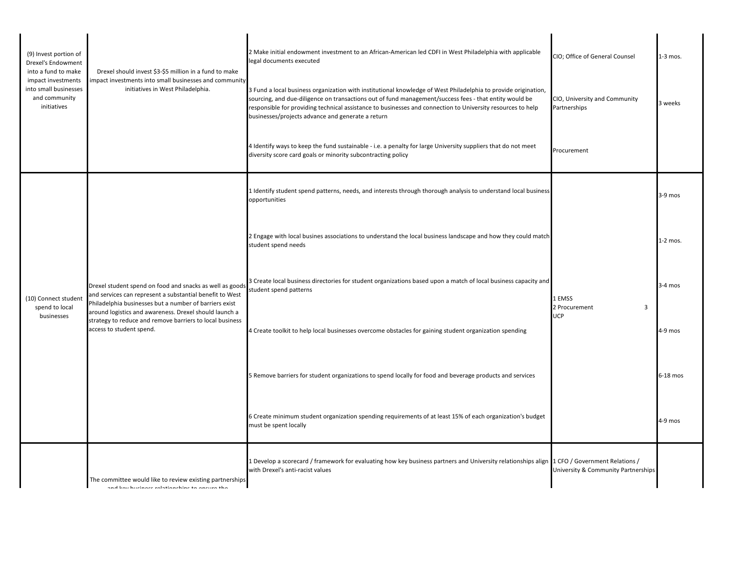| | | | | |
|---|---|---|---|---|
| (9) Invest portion of Drexel's Endowment into a fund to make impact investments into small businesses and community initiatives | Drexel should invest $3-$5 million in a fund to make impact investments into small businesses and community initiatives in West Philadelphia. | 2 Make initial endowment investment to an African-American led CDFI in West Philadelphia with applicable legal documents executed | CIO; Office of General Counsel | 1-3 mos. |
| | | 3 Fund a local business organization with institutional knowledge of West Philadelphia to provide origination, sourcing, and due-diligence on transactions out of fund management/success fees - that entity would be responsible for providing technical assistance to businesses and connection to University resources to help businesses/projects advance and generate a return | CIO, University and Community Partnerships | 3 weeks |
| | | 4 Identify ways to keep the fund sustainable - i.e. a penalty for large University suppliers that do not meet diversity score card goals or minority subcontracting policy | Procurement | |
| (10) Connect student spend to local businesses | Drexel student spend on food and snacks as well as goods and services can represent a substantial benefit to West Philadelphia businesses but a number of barriers exist around logistics and awareness. Drexel should launch a strategy to reduce and remove barriers to local business access to student spend. | 1 Identify student spend patterns, needs, and interests through thorough analysis to understand local business opportunities | 1 EMSS<br>2 Procurement 3 UCP | 3-9 mos |
| | | 2 Engage with local busines associations to understand the local business landscape and how they could match student spend needs | | 1-2 mos. |
| | | 3 Create local business directories for student organizations based upon a match of local business capacity and student spend patterns | | 3-4 mos |
| | | 4 Create toolkit to help local businesses overcome obstacles for gaining student organization spending | | 4-9 mos |
| | | 5 Remove barriers for student organizations to spend locally for food and beverage products and services | | 6-18 mos |
| | | 6 Create minimum student organization spending requirements of at least 15% of each organization's budget must be spent locally | | 4-9 mos |
| | The committee would like to review existing partnerships and key business relationships to ensure the | 1 Develop a scorecard / framework for evaluating how key business partners and University relationships align with Drexel's anti-racist values | 1 CFO / Government Relations / University & Community Partnerships | |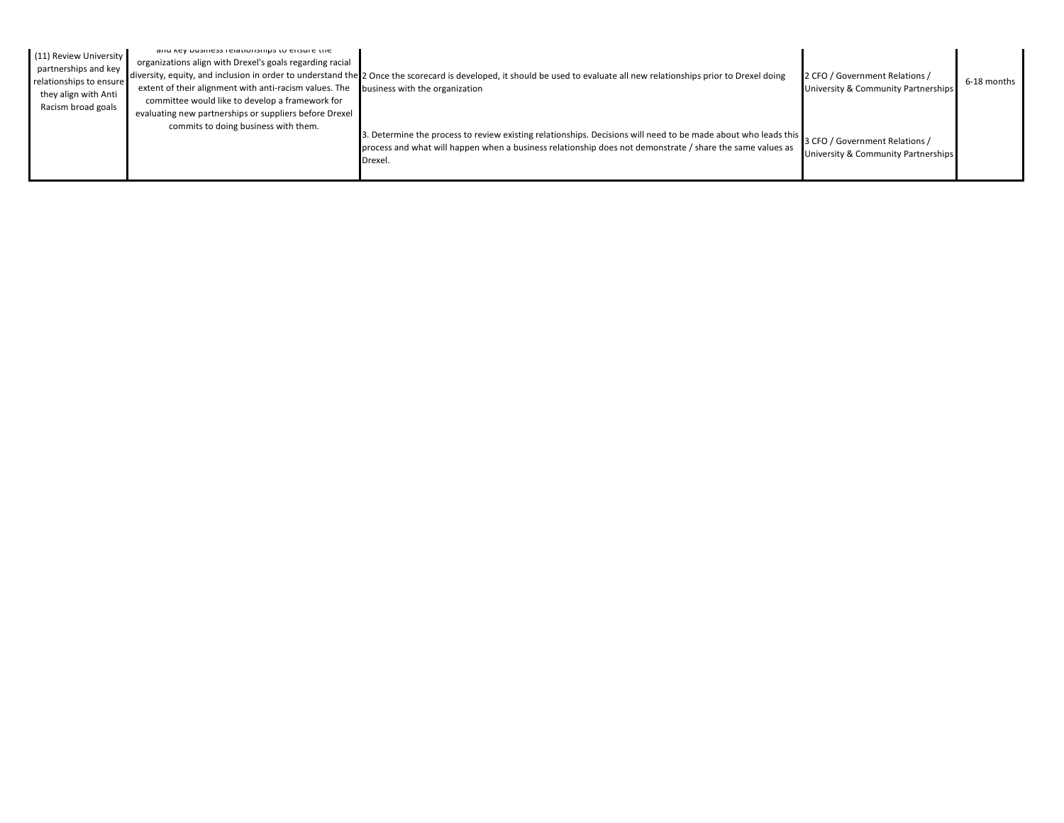| | | | | |
|---|---|---|---|---|
| (11) Review University partnerships and key relationships to ensure they align with Anti Racism broad goals | and key business relationships to ensure the organizations align with Drexel's goals regarding racial diversity, equity, and inclusion in order to understand the extent of their alignment with anti-racism values. The committee would like to develop a framework for evaluating new partnerships or suppliers before Drexel commits to doing business with them. | 2 Once the scorecard is developed, it should be used to evaluate all new relationships prior to Drexel doing business with the organization | 2 CFO / Government Relations / University & Community Partnerships | 6-18 months |
| | | 3. Determine the process to review existing relationships. Decisions will need to be made about who leads this process and what will happen when a business relationship does not demonstrate / share the same values as Drexel. | 3 CFO / Government Relations / University & Community Partnerships | |